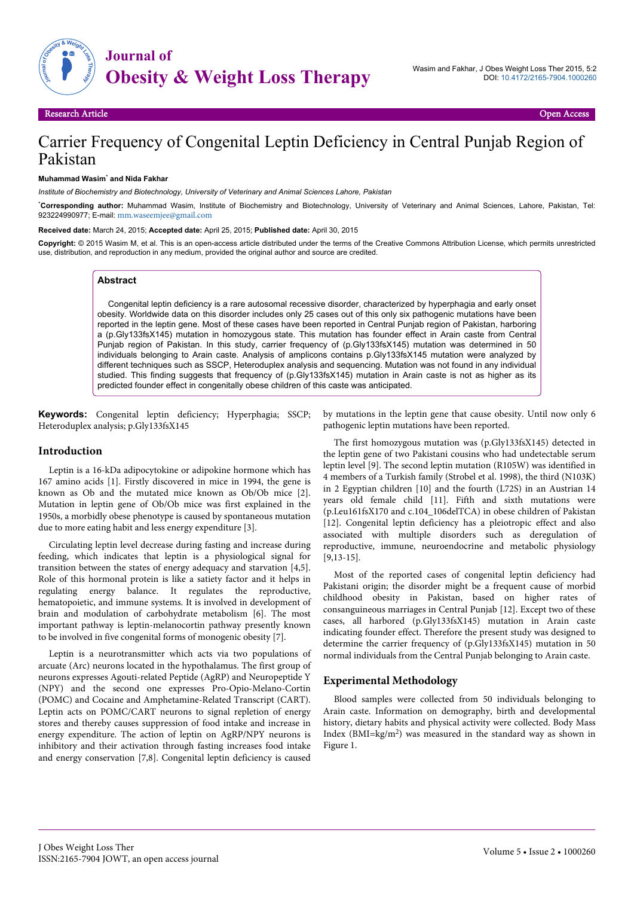Research Article Open Access

# Carrier Frequency of Congenital Leptin Deficiency in Central Punjab Region of Pakistan

**Muhammad Wasim\* and Nida Fakhar**

*Institute of Biochemistry and Biotechnology, University of Veterinary and Animal Sciences Lahore, Pakistan*

\***Corresponding author:** Muhammad Wasim, Institute of Biochemistry and Biotechnology, University of Veterinary and Animal Sciences, Lahore, Pakistan, Tel: 923224990977; E-mail: mm.waseemjee@gmail.com

**Received date:** March 24, 2015; **Accepted date:** April 25, 2015; **Published date:** April 30, 2015

**Copyright:** © 2015 Wasim M, et al. This is an open-access article distributed under the terms of the Creative Commons Attribution License, which permits unrestricted use, distribution, and reproduction in any medium, provided the original author and source are credited.

## Abstract

Congenital leptin deficiency is a rare autosomal recessive disorder, characterized by hyperphagia and early onset obesity. Worldwide data on this disorder includes only 25 cases out of this only six pathogenic mutations have been reported in the leptin gene. Most of these cases have been reported in Central Punjab region of Pakistan, harboring a (p.Gly133fsX145) mutation in homozygous state. This mutation has founder effect in Arain caste from Central Punjab region of Pakistan. In this study, carrier frequency of (p.Gly133fsX145) mutation was determined in 50 individuals belonging to Arain caste. Analysis of amplicons contains p.Gly133fsX145 mutation were analyzed by different techniques such as SSCP, Heteroduplex analysis and sequencing. Mutation was not found in any individual studied. This finding suggests that frequency of (p.Gly133fsX145) mutation in Arain caste is not as higher as its predicted founder effect in congenitally obese children of this caste was anticipated.

**Keywords:** Congenital leptin deficiency; Hyperphagia; SSCP; Heteroduplex analysis; p.Gly133fsX145

## Introduction

Leptin is a 16-kDa adipocytokine or adipokine hormone which has 167 amino acids [1]. Firstly discovered in mice in 1994, the gene is known as Ob and the mutated mice known as Ob/Ob mice [2]. Mutation in leptin gene of Ob/Ob mice was first explained in the 1950s, a morbidly obese phenotype is caused by spontaneous mutation due to more eating habit and less energy expenditure [3].

Circulating leptin level decrease during fasting and increase during feeding, which indicates that leptin is a physiological signal for transition between the states of energy adequacy and starvation [4,5]. Role of this hormonal protein is like a satiety factor and it helps in regulating energy balance. It regulates the reproductive, hematopoietic, and immune systems. It is involved in development of brain and modulation of carbohydrate metabolism [6]. The most important pathway is leptin-melanocortin pathway presently known to be involved in five congenital forms of monogenic obesity [7].

Leptin is a neurotransmitter which acts via two populations of arcuate (Arc) neurons located in the hypothalamus. The first group of neurons expresses Agouti-related Peptide (AgRP) and Neuropeptide Y (NPY) and the second one expresses Pro-Opio-Melano-Cortin (POMC) and Cocaine and Amphetamine-Related Transcript (CART). Leptin acts on POMC/CART neurons to signal repletion of energy stores and thereby causes suppression of food intake and increase in energy expenditure. The action of leptin on AgRP/NPY neurons is inhibitory and their activation through fasting increases food intake and energy conservation [7,8]. Congenital leptin deficiency is caused by mutations in the leptin gene that cause obesity. Until now only 6 pathogenic leptin mutations have been reported.

The first homozygous mutation was (p.Gly133fsX145) detected in the leptin gene of two Pakistani cousins who had undetectable serum leptin level [9]. The second leptin mutation (R105W) was identified in 4 members of a Turkish family (Strobel et al. 1998), the third (N103K) in 2 Egyptian children [10] and the fourth (L72S) in an Austrian 14 years old female child [11]. Fifth and sixth mutations were (p.Leu161fsX170 and c.104_106delTCA) in obese children of Pakistan [12]. Congenital leptin deficiency has a pleiotropic effect and also associated with multiple disorders such as deregulation of reproductive, immune, neuroendocrine and metabolic physiology [9,13-15].

Most of the reported cases of congenital leptin deficiency had Pakistani origin; the disorder might be a frequent cause of morbid childhood obesity in Pakistan, based on higher rates of consanguineous marriages in Central Punjab [12]. Except two of these cases, all harbored (p.Gly133fsX145) mutation in Arain caste indicating founder effect. Therefore the present study was designed to determine the carrier frequency of (p.Gly133fsX145) mutation in 50 normal individuals from the Central Punjab belonging to Arain caste.

## Experimental Methodology

Blood samples were collected from 50 individuals belonging to Arain caste. Information on demography, birth and developmental history, dietary habits and physical activity were collected. Body Mass Index (BMI=kg/$m^2$) was measured in the standard way as shown in Figure 1.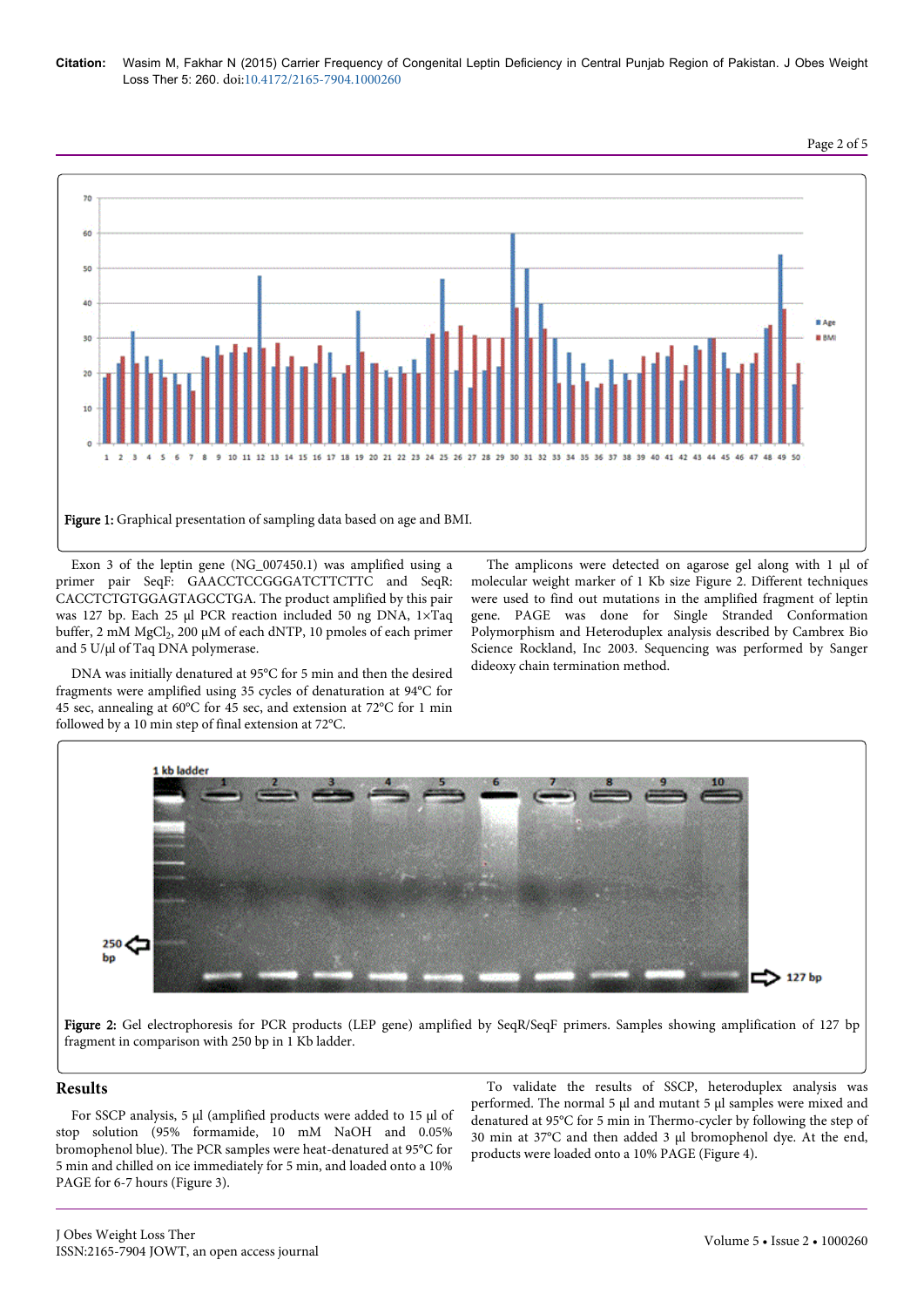Figure 1: Graphical presentation of sampling data based on age and BMI.

Exon 3 of the leptin gene (NG_007450.1) was amplified using a primer pair SeqF: GAACCTCCGGGATCTTCTTC and SeqR: CACCTCTGTGGAGTAGCCTGA. The product amplified by this pair was 127 bp. Each 25 µl PCR reaction included 50 ng DNA, 1×Taq buffer, 2 mM $MgCl_2$, 200 µM of each dNTP, 10 pmoles of each primer and 5 U/µl of Taq DNA polymerase.

DNA was initially denatured at 95°C for 5 min and then the desired fragments were amplified using 35 cycles of denaturation at 94°C for 45 sec, annealing at 60°C for 45 sec, and extension at 72°C for 1 min followed by a 10 min step of final extension at 72°C.

The amplicons were detected on agarose gel along with 1 µl of molecular weight marker of 1 Kb size Figure 2. Different techniques were used to find out mutations in the amplified fragment of leptin gene. PAGE was done for Single Stranded Conformation Polymorphism and Heteroduplex analysis described by Cambrex Bio Science Rockland, Inc 2003. Sequencing was performed by Sanger dideoxy chain termination method.

Figure 2: Gel electrophoresis for PCR products (LEP gene) amplified by SeqR/SeqF primers. Samples showing amplification of 127 bp fragment in comparison with 250 bp in 1 Kb ladder.

## Results

For SSCP analysis, 5 µl (amplified products were added to 15 µl of stop solution (95% formamide, 10 mM NaOH and 0.05% bromophenol blue). The PCR samples were heat-denatured at 95°C for 5 min and chilled on ice immediately for 5 min, and loaded onto a 10% PAGE for 6-7 hours (Figure 3).

To validate the results of SSCP, heteroduplex analysis was performed. The normal 5 µl and mutant 5 µl samples were mixed and denatured at 95°C for 5 min in Thermo-cycler by following the step of 30 min at 37°C and then added 3 µl bromophenol dye. At the end, products were loaded onto a 10% PAGE (Figure 4).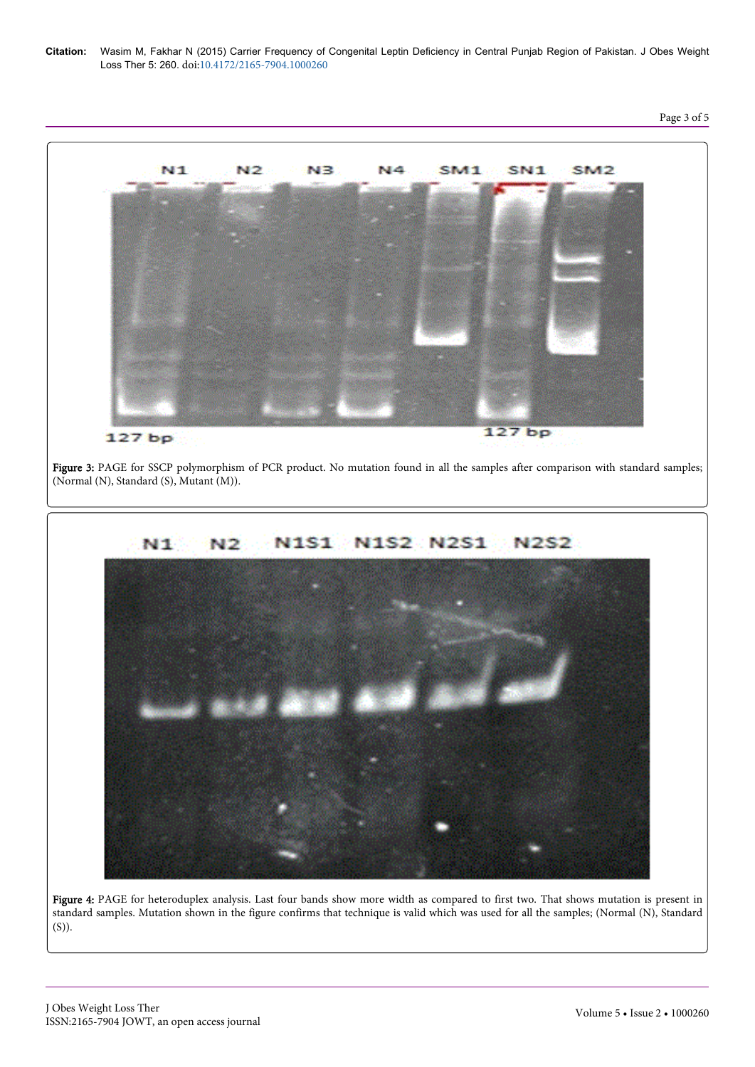Figure 3: PAGE for SSCP polymorphism of PCR product. No mutation found in all the samples after comparison with standard samples; (Normal (N), Standard (S), Mutant (M)).

Figure 4: PAGE for heteroduplex analysis. Last four bands show more width as compared to first two. That shows mutation is present in standard samples. Mutation shown in the figure confirms that technique is valid which was used for all the samples; (Normal (N), Standard (S)).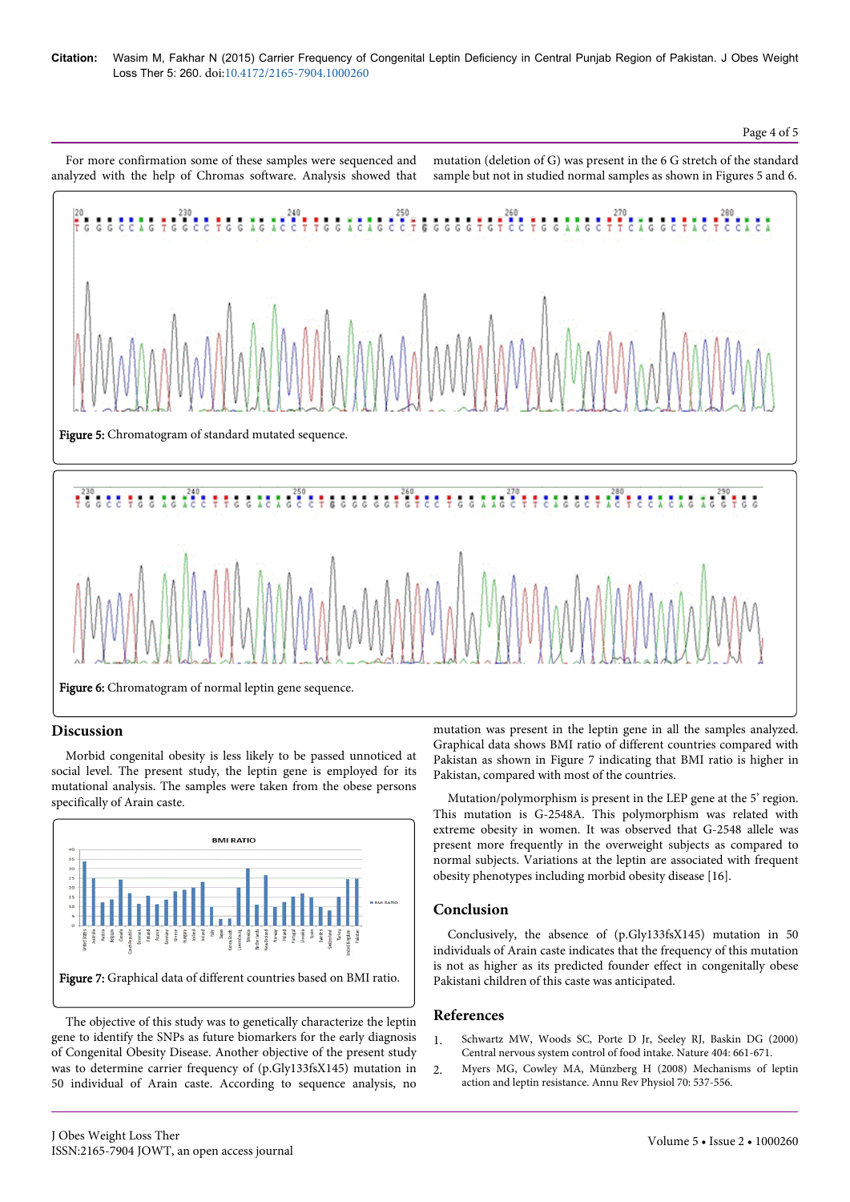For more confirmation some of these samples were sequenced and analyzed with the help of Chromas software. Analysis showed that mutation (deletion of G) was present in the 6 G stretch of the standard sample but not in studied normal samples as shown in Figures 5 and 6.

**Figure 5:** Chromatogram of standard mutated sequence.

**Figure 6:** Chromatogram of normal leptin gene sequence.

## Discussion

Morbid congenital obesity is less likely to be passed unnoticed at social level. The present study, the leptin gene is employed for its mutational analysis. The samples were taken from the obese persons specifically of Arain caste.

**Figure 7:** Graphical data of different countries based on BMI ratio.

The objective of this study was to genetically characterize the leptin gene to identify the SNPs as future biomarkers for the early diagnosis of Congenital Obesity Disease. Another objective of the present study was to determine carrier frequency of (p.Gly133fsX145) mutation in 50 individual of Arain caste. According to sequence analysis, no mutation was present in the leptin gene in all the samples analyzed. Graphical data shows BMI ratio of different countries compared with Pakistan as shown in Figure 7 indicating that BMI ratio is higher in Pakistan, compared with most of the countries.

Mutation/polymorphism is present in the LEP gene at the 5' region. This mutation is G-2548A. This polymorphism was related with extreme obesity in women. It was observed that G-2548 allele was present more frequently in the overweight subjects as compared to normal subjects. Variations at the leptin are associated with frequent obesity phenotypes including morbid obesity disease [16].

## Conclusion

Conclusively, the absence of (p.Gly133fsX145) mutation in 50 individuals of Arain caste indicates that the frequency of this mutation is not as higher as its predicted founder effect in congenitally obese Pakistani children of this caste was anticipated.

## References

1. Schwartz MW, Woods SC, Porte D Jr, Seeley RJ, Baskin DG (2000) Central nervous system control of food intake. Nature 404: 661-671.
2. Myers MG, Cowley MA, Münzberg H (2008) Mechanisms of leptin action and leptin resistance. Annu Rev Physiol 70: 537-556.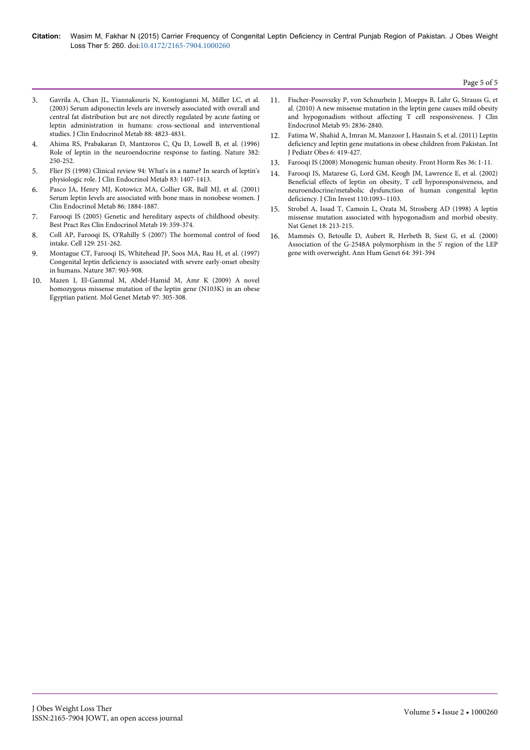3. Gavrila A, Chan JL, Yiannakouris N, Kontogianni M, Miller LC, et al. (2003) Serum adiponectin levels are inversely associated with overall and central fat distribution but are not directly regulated by acute fasting or leptin administration in humans: cross-sectional and interventional studies. J Clin Endocrinol Metab 88: 4823-4831.
4. Ahima RS, Prabakaran D, Mantzoros C, Qu D, Lowell B, et al. (1996) Role of leptin in the neuroendocrine response to fasting. Nature 382: 250-252.
5. Flier JS (1998) Clinical review 94: What's in a name? In search of leptin's physiologic role. J Clin Endocrinol Metab 83: 1407-1413.
6. Pasco JA, Henry MJ, Kotowicz MA, Collier GR, Ball MJ, et al. (2001) Serum leptin levels are associated with bone mass in nonobese women. J Clin Endocrinol Metab 86: 1884-1887.
7. Farooqi IS (2005) Genetic and hereditary aspects of childhood obesity. Best Pract Res Clin Endocrinol Metab 19: 359-374.
8. Coll AP, Farooqi IS, O'Rahilly S (2007) The hormonal control of food intake. Cell 129: 251-262.
9. Montague CT, Farooqi IS, Whitehead JP, Soos MA, Rau H, et al. (1997) Congenital leptin deficiency is associated with severe early-onset obesity in humans. Nature 387: 903-908.
10. Mazen I, El-Gammal M, Abdel-Hamid M, Amr K (2009) A novel homozygous missense mutation of the leptin gene (N103K) in an obese Egyptian patient. Mol Genet Metab 97: 305-308.
11. Fischer-Posovszky P, von Schnurbein J, Moepps B, Lahr G, Strauss G, et al. (2010) A new missense mutation in the leptin gene causes mild obesity and hypogonadism without affecting T cell responsiveness. J Clin Endocrinol Metab 95: 2836-2840.
12. Fatima W, Shahid A, Imran M, Manzoor J, Hasnain S, et al. (2011) Leptin deficiency and leptin gene mutations in obese children from Pakistan. Int J Pediatr Obes 6: 419-427.
13. Farooqi IS (2008) Monogenic human obesity. Front Horm Res 36: 1-11.
14. Farooqi IS, Matarese G, Lord GM, Keogh JM, Lawrence E, et al. (2002) Beneficial effects of leptin on obesity, T cell hyporesponsiveness, and neuroendocrine/metabolic dysfunction of human congenital leptin deficiency. J Clin Invest 110:1093–1103.
15. Strobel A, Issad T, Camoin L, Ozata M, Strosberg AD (1998) A leptin missense mutation associated with hypogonadism and morbid obesity. Nat Genet 18: 213-215.
16. Mammès O, Betoulle D, Aubert R, Herbeth B, Siest G, et al. (2000) Association of the G-2548A polymorphism in the 5' region of the LEP gene with overweight. Ann Hum Genet 64: 391-394